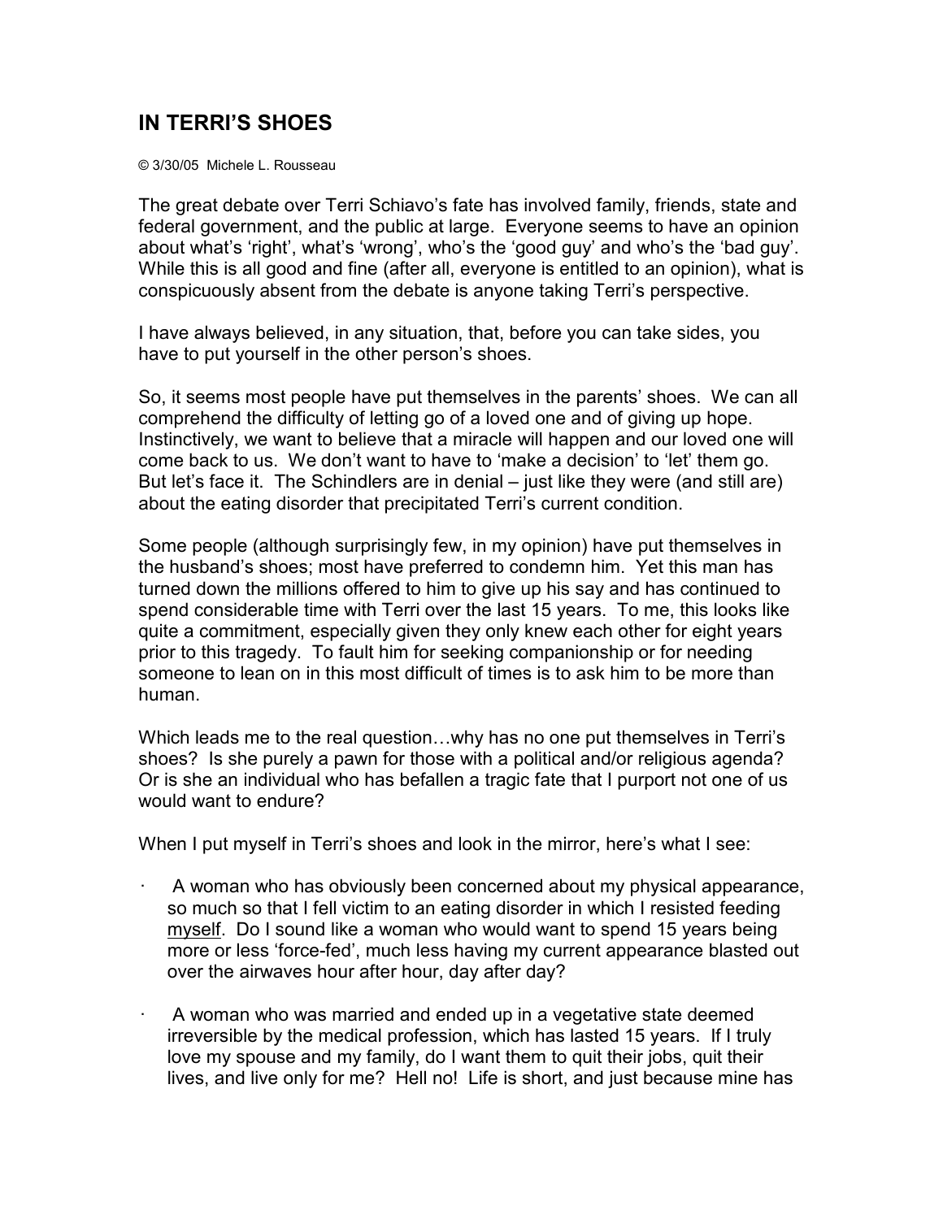# IN TERRI'S SHOES

© 3/30/05 Michele L. Rousseau

The great debate over Terri Schiavo's fate has involved family, friends, state and federal government, and the public at large. Everyone seems to have an opinion about what's 'right', what's 'wrong', who's the 'good guy' and who's the 'bad guy'. While this is all good and fine (after all, everyone is entitled to an opinion), what is conspicuously absent from the debate is anyone taking Terri's perspective.

I have always believed, in any situation, that, before you can take sides, you have to put yourself in the other person's shoes.

So, it seems most people have put themselves in the parents' shoes. We can all comprehend the difficulty of letting go of a loved one and of giving up hope. Instinctively, we want to believe that a miracle will happen and our loved one will come back to us. We don't want to have to 'make a decision' to 'let' them go. But let's face it. The Schindlers are in denial – just like they were (and still are) about the eating disorder that precipitated Terri's current condition.

Some people (although surprisingly few, in my opinion) have put themselves in the husband's shoes; most have preferred to condemn him. Yet this man has turned down the millions offered to him to give up his say and has continued to spend considerable time with Terri over the last 15 years. To me, this looks like quite a commitment, especially given they only knew each other for eight years prior to this tragedy. To fault him for seeking companionship or for needing someone to lean on in this most difficult of times is to ask him to be more than human.

Which leads me to the real question…why has no one put themselves in Terri's shoes? Is she purely a pawn for those with a political and/or religious agenda? Or is she an individual who has befallen a tragic fate that I purport not one of us would want to endure?

When I put myself in Terri's shoes and look in the mirror, here's what I see:

- A woman who has obviously been concerned about my physical appearance, so much so that I fell victim to an eating disorder in which I resisted feeding <u>myself</u>. Do I sound like a woman who would want to spend 15 years being more or less 'force-fed', much less having my current appearance blasted out over the airwaves hour after hour, day after day?

- A woman who was married and ended up in a vegetative state deemed irreversible by the medical profession, which has lasted 15 years. If I truly love my spouse and my family, do I want them to quit their jobs, quit their lives, and live only for me? Hell no! Life is short, and just because mine has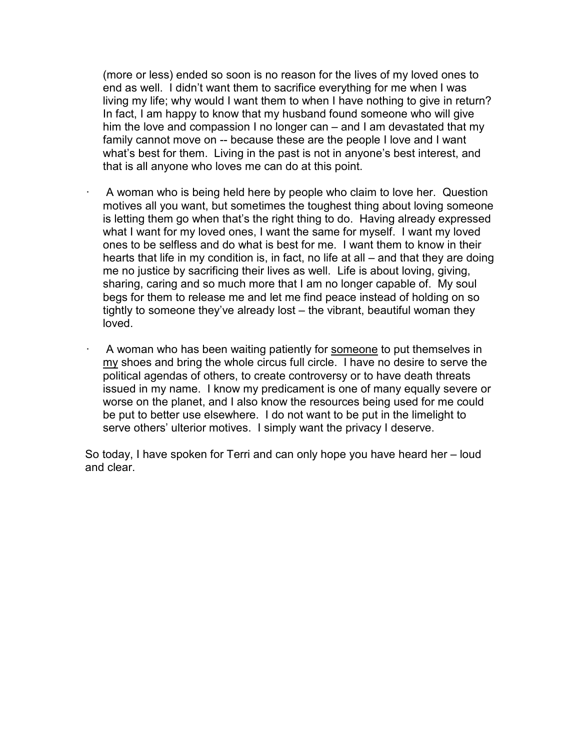(more or less) ended so soon is no reason for the lives of my loved ones to end as well. I didn't want them to sacrifice everything for me when I was living my life; why would I want them to when I have nothing to give in return? In fact, I am happy to know that my husband found someone who will give him the love and compassion I no longer can – and I am devastated that my family cannot move on -- because these are the people I love and I want what's best for them. Living in the past is not in anyone's best interest, and that is all anyone who loves me can do at this point.

- A woman who is being held here by people who claim to love her. Question motives all you want, but sometimes the toughest thing about loving someone is letting them go when that's the right thing to do. Having already expressed what I want for my loved ones, I want the same for myself. I want my loved ones to be selfless and do what is best for me. I want them to know in their hearts that life in my condition is, in fact, no life at all – and that they are doing me no justice by sacrificing their lives as well. Life is about loving, giving, sharing, caring and so much more that I am no longer capable of. My soul begs for them to release me and let me find peace instead of holding on so tightly to someone they've already lost – the vibrant, beautiful woman they loved.

- A woman who has been waiting patiently for <u>someone</u> to put themselves in <u>my</u> shoes and bring the whole circus full circle. I have no desire to serve the political agendas of others, to create controversy or to have death threats issued in my name. I know my predicament is one of many equally severe or worse on the planet, and I also know the resources being used for me could be put to better use elsewhere. I do not want to be put in the limelight to serve others' ulterior motives. I simply want the privacy I deserve.

So today, I have spoken for Terri and can only hope you have heard her – loud and clear.